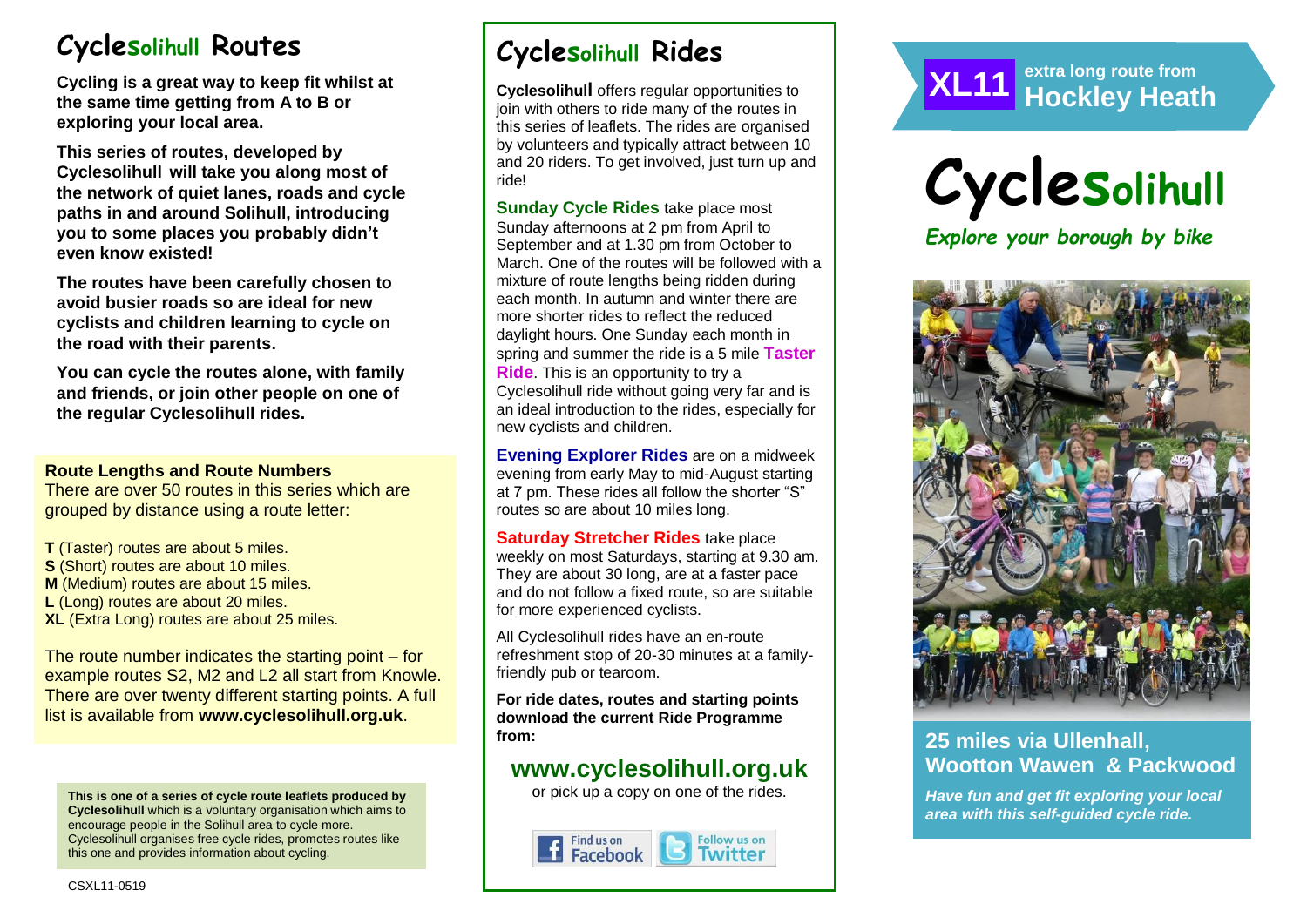# Cyclesolihull Routes

**Cycling is a great way to keep fit whilst at the same time getting from A to B or exploring your local area.**

**This series of routes, developed by Cyclesolihull will take you along most of the network of quiet lanes, roads and cycle paths in and around Solihull, introducing you to some places you probably didn't even know existed!**

**The routes have been carefully chosen to avoid busier roads so are ideal for new cyclists and children learning to cycle on the road with their parents.**

**You can cycle the routes alone, with family and friends, or join other people on one of the regular Cyclesolihull rides.**

### Route Lengths and Route Numbers

There are over 50 routes in this series which are grouped by distance using a route letter:

**T** (Taster) routes are about 5 miles.
**S** (Short) routes are about 10 miles.
**M** (Medium) routes are about 15 miles.
**L** (Long) routes are about 20 miles.
**XL** (Extra Long) routes are about 25 miles.

The route number indicates the starting point – for example routes S2, M2 and L2 all start from Knowle. There are over twenty different starting points. A full list is available from **www.cyclesolihull.org.uk**.

**This is one of a series of cycle route leaflets produced by Cyclesolihull** which is a voluntary organisation which aims to encourage people in the Solihull area to cycle more. Cyclesolihull organises free cycle rides, promotes routes like this one and provides information about cycling.

CSXL11-0519

# Cyclesolihull Rides

**Cyclesolihull** offers regular opportunities to join with others to ride many of the routes in this series of leaflets. The rides are organised by volunteers and typically attract between 10 and 20 riders. To get involved, just turn up and ride!

**Sunday Cycle Rides** take place most Sunday afternoons at 2 pm from April to September and at 1.30 pm from October to March. One of the routes will be followed with a mixture of route lengths being ridden during each month. In autumn and winter there are more shorter rides to reflect the reduced daylight hours. One Sunday each month in spring and summer the ride is a 5 mile **Taster Ride**. This is an opportunity to try a Cyclesolihull ride without going very far and is an ideal introduction to the rides, especially for new cyclists and children.

**Evening Explorer Rides** are on a midweek evening from early May to mid-August starting at 7 pm. These rides all follow the shorter "S" routes so are about 10 miles long.

**Saturday Stretcher Rides** take place weekly on most Saturdays, starting at 9.30 am. They are about 30 long, are at a faster pace and do not follow a fixed route, so are suitable for more experienced cyclists.

All Cyclesolihull rides have an en-route refreshment stop of 20-30 minutes at a family-friendly pub or tearoom.

**For ride dates, routes and starting points download the current Ride Programme from:**

## www.cyclesolihull.org.uk

or pick up a copy on one of the rides.

Find us on Facebook | Follow us on Twitter

# XL11 extra long route from Hockley Heath

# Cyclesolihull

*Explore your borough by bike*

## 25 miles via Ullenhall, Wootton Wawen & Packwood

***Have fun and get fit exploring your local area with this self-guided cycle ride.***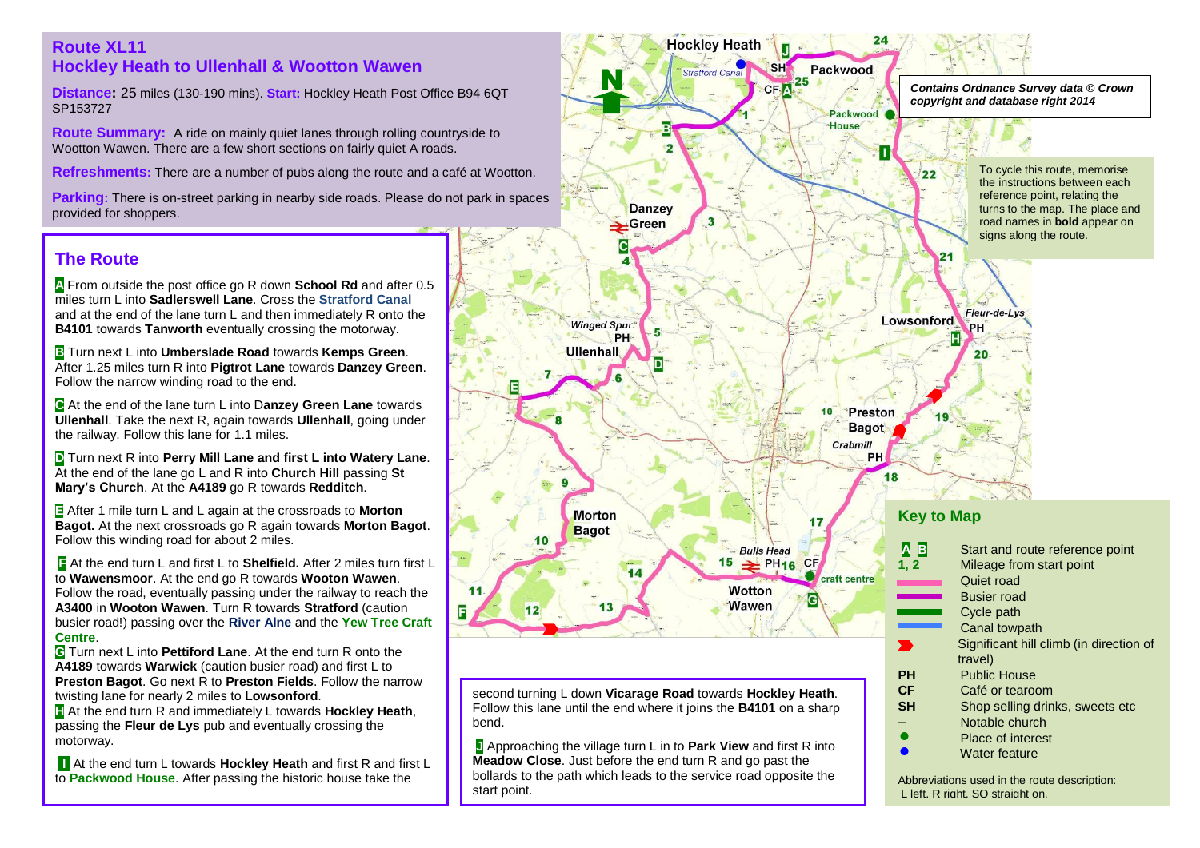# Route XL11
## Hockley Heath to Ullenhall & Wootton Wawen

**Distance:** 25 miles (130-190 mins). **Start:** Hockley Heath Post Office B94 6QT SP153727

**Route Summary:** A ride on mainly quiet lanes through rolling countryside to Wootton Wawen. There are a few short sections on fairly quiet A roads.

**Refreshments:** There are a number of pubs along the route and a café at Wootton.

**Parking:** There is on-street parking in nearby side roads. Please do not park in spaces provided for shoppers.

## The Route

**A** From outside the post office go R down **School Rd** and after 0.5 miles turn L into **Sadlerswell Lane**. Cross the **Stratford Canal** and at the end of the lane turn L and then immediately R onto the **B4101** towards **Tanworth** eventually crossing the motorway.

**B** Turn next L into **Umberslade Road** towards **Kemps Green**. After 1.25 miles turn R into **Pigtrot Lane** towards **Danzey Green**. Follow the narrow winding road to the end.

**C** At the end of the lane turn L into D**anzey Green Lane** towards **Ullenhall**. Take the next R, again towards **Ullenhall**, going under the railway. Follow this lane for 1.1 miles.

**D** Turn next R into **Perry Mill Lane and first L into Watery Lane**. At the end of the lane go L and R into **Church Hill** passing **St Mary's Church**. At the **A4189** go R towards **Redditch**.

**E** After 1 mile turn L and L again at the crossroads to **Morton Bagot.** At the next crossroads go R again towards **Morton Bagot**. Follow this winding road for about 2 miles.

**F** At the end turn L and first L to **Shelfield.** After 2 miles turn first L to **Wawensmoor**. At the end go R towards **Wooton Wawen**. Follow the road, eventually passing under the railway to reach the **A3400** in **Wooton Wawen**. Turn R towards **Stratford** (caution busier road!) passing over the **River Alne** and the **Yew Tree Craft Centre**.

**G** Turn next L into **Pettiford Lane**. At the end turn R onto the **A4189** towards **Warwick** (caution busier road) and first L to **Preston Bagot**. Go next R to **Preston Fields**. Follow the narrow twisting lane for nearly 2 miles to **Lowsonford**.

**H** At the end turn R and immediately L towards **Hockley Heath**, passing the **Fleur de Lys** pub and eventually crossing the motorway.

**I** At the end turn L towards **Hockley Heath** and first R and first L to **Packwood House**. After passing the historic house take the second turning L down **Vicarage Road** towards **Hockley Heath**. Follow this lane until the end where it joins the **B4101** on a sharp bend.

**J** Approaching the village turn L in to **Park View** and first R into **Meadow Close**. Just before the end turn R and go past the bollards to the path which leads to the service road opposite the start point.

Hockley Heath
Stratford Canal
SH
CF A
J
Packwood
24
25
1
Packwood House
B
2
I
22
Danzey Green
3
C
4
21
Winged Spur PH
Ullenhall
5
D
6
Lowsonford
Fleur-de-Lys PH
H
20
7
E
8
19
10
Preston Bagot
Crabmill PH
18
9
Morton Bagot
10
17
Bulls Head PH
15
16
CF
craft centre
14
Wotton Wawen
G
11
F
12
13

*Contains Ordnance Survey data © Crown copyright and database right 2014*

To cycle this route, memorise the instructions between each reference point, relating the turns to the map. The place and road names in **bold** appear on signs along the route.

## Key to Map

| | |
|---|---|
| A B | Start and route reference point |
| 1, 2 | Mileage from start point |
| | Quiet road |
| | Busier road |
| | Cycle path |
| | Canal towpath |
| | Significant hill climb (in direction of travel) |
| PH | Public House |
| CF | Café or tearoom |
| SH | Shop selling drinks, sweets etc |
| – | Notable church |
| ● | Place of interest |
| ● | Water feature |

Abbreviations used in the route description: L left, R right, SO straight on.